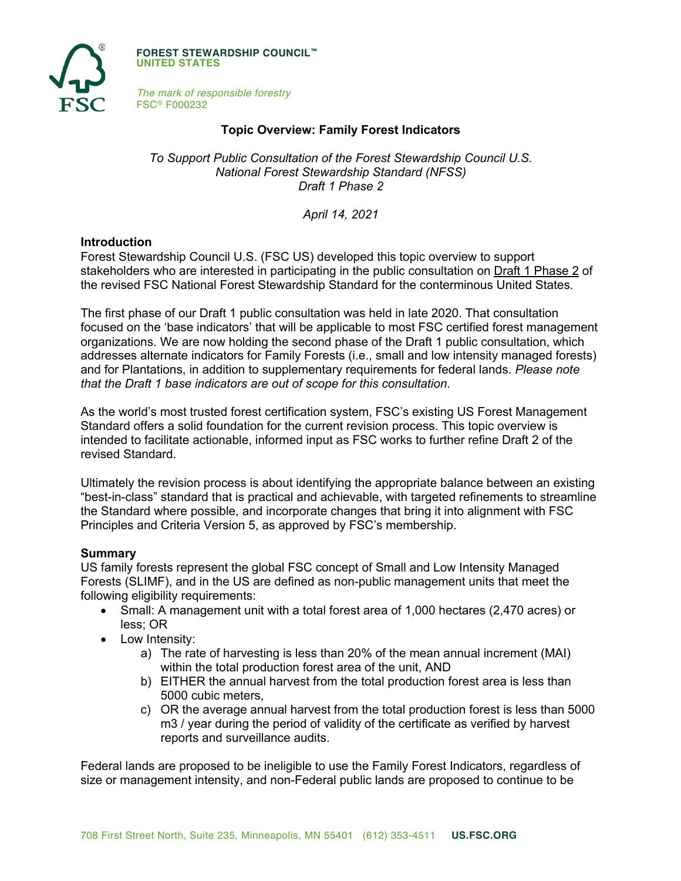**FOREST STEWARDSHIP COUNCIL™**
**UNITED STATES**

*The mark of responsible forestry*
FSC® F000232

# Topic Overview: Family Forest Indicators

*To Support Public Consultation of the Forest Stewardship Council U.S.*
*National Forest Stewardship Standard (NFSS)*
*Draft 1 Phase 2*

*April 14, 2021*

## Introduction

Forest Stewardship Council U.S. (FSC US) developed this topic overview to support stakeholders who are interested in participating in the public consultation on Draft 1 Phase 2 of the revised FSC National Forest Stewardship Standard for the conterminous United States.

The first phase of our Draft 1 public consultation was held in late 2020. That consultation focused on the 'base indicators' that will be applicable to most FSC certified forest management organizations. We are now holding the second phase of the Draft 1 public consultation, which addresses alternate indicators for Family Forests (i.e., small and low intensity managed forests) and for Plantations, in addition to supplementary requirements for federal lands. *Please note that the Draft 1 base indicators are out of scope for this consultation.*

As the world's most trusted forest certification system, FSC's existing US Forest Management Standard offers a solid foundation for the current revision process. This topic overview is intended to facilitate actionable, informed input as FSC works to further refine Draft 2 of the revised Standard.

Ultimately the revision process is about identifying the appropriate balance between an existing "best-in-class" standard that is practical and achievable, with targeted refinements to streamline the Standard where possible, and incorporate changes that bring it into alignment with FSC Principles and Criteria Version 5, as approved by FSC's membership.

## Summary

US family forests represent the global FSC concept of Small and Low Intensity Managed Forests (SLIMF), and in the US are defined as non-public management units that meet the following eligibility requirements:

- Small: A management unit with a total forest area of 1,000 hectares (2,470 acres) or less; OR
- Low Intensity:
  a) The rate of harvesting is less than 20% of the mean annual increment (MAI) within the total production forest area of the unit, AND
  b) EITHER the annual harvest from the total production forest area is less than 5000 cubic meters,
  c) OR the average annual harvest from the total production forest is less than 5000 m3 / year during the period of validity of the certificate as verified by harvest reports and surveillance audits.

Federal lands are proposed to be ineligible to use the Family Forest Indicators, regardless of size or management intensity, and non-Federal public lands are proposed to continue to be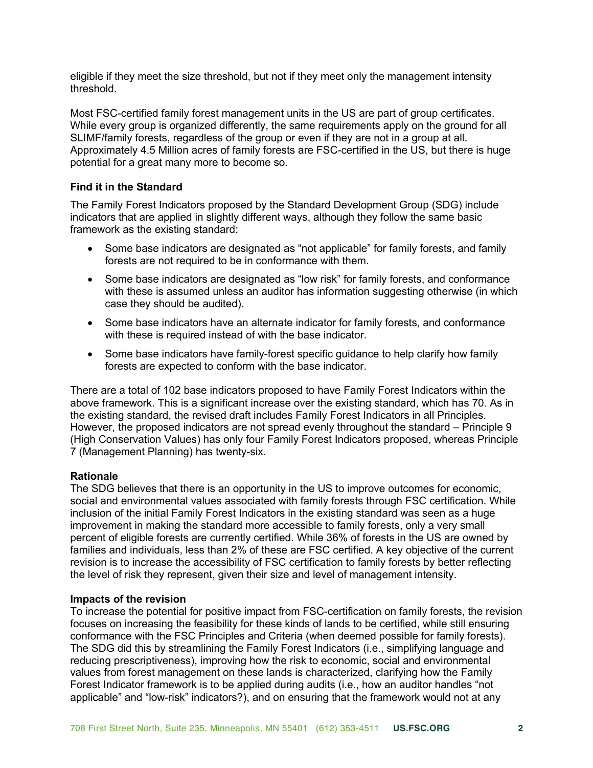eligible if they meet the size threshold, but not if they meet only the management intensity threshold.

Most FSC-certified family forest management units in the US are part of group certificates. While every group is organized differently, the same requirements apply on the ground for all SLIMF/family forests, regardless of the group or even if they are not in a group at all. Approximately 4.5 Million acres of family forests are FSC-certified in the US, but there is huge potential for a great many more to become so.

**Find it in the Standard**

The Family Forest Indicators proposed by the Standard Development Group (SDG) include indicators that are applied in slightly different ways, although they follow the same basic framework as the existing standard:

- Some base indicators are designated as "not applicable" for family forests, and family forests are not required to be in conformance with them.
- Some base indicators are designated as "low risk" for family forests, and conformance with these is assumed unless an auditor has information suggesting otherwise (in which case they should be audited).
- Some base indicators have an alternate indicator for family forests, and conformance with these is required instead of with the base indicator.
- Some base indicators have family-forest specific guidance to help clarify how family forests are expected to conform with the base indicator.

There are a total of 102 base indicators proposed to have Family Forest Indicators within the above framework. This is a significant increase over the existing standard, which has 70. As in the existing standard, the revised draft includes Family Forest Indicators in all Principles. However, the proposed indicators are not spread evenly throughout the standard – Principle 9 (High Conservation Values) has only four Family Forest Indicators proposed, whereas Principle 7 (Management Planning) has twenty-six.

**Rationale**

The SDG believes that there is an opportunity in the US to improve outcomes for economic, social and environmental values associated with family forests through FSC certification. While inclusion of the initial Family Forest Indicators in the existing standard was seen as a huge improvement in making the standard more accessible to family forests, only a very small percent of eligible forests are currently certified. While 36% of forests in the US are owned by families and individuals, less than 2% of these are FSC certified. A key objective of the current revision is to increase the accessibility of FSC certification to family forests by better reflecting the level of risk they represent, given their size and level of management intensity.

**Impacts of the revision**

To increase the potential for positive impact from FSC-certification on family forests, the revision focuses on increasing the feasibility for these kinds of lands to be certified, while still ensuring conformance with the FSC Principles and Criteria (when deemed possible for family forests). The SDG did this by streamlining the Family Forest Indicators (i.e., simplifying language and reducing prescriptiveness), improving how the risk to economic, social and environmental values from forest management on these lands is characterized, clarifying how the Family Forest Indicator framework is to be applied during audits (i.e., how an auditor handles "not applicable" and "low-risk" indicators?), and on ensuring that the framework would not at any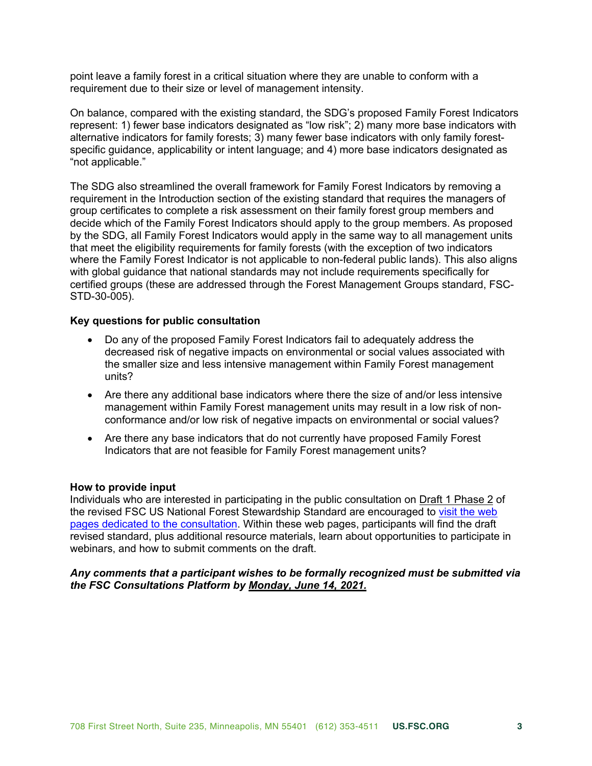point leave a family forest in a critical situation where they are unable to conform with a requirement due to their size or level of management intensity.

On balance, compared with the existing standard, the SDG's proposed Family Forest Indicators represent: 1) fewer base indicators designated as "low risk"; 2) many more base indicators with alternative indicators for family forests; 3) many fewer base indicators with only family forest-specific guidance, applicability or intent language; and 4) more base indicators designated as "not applicable."

The SDG also streamlined the overall framework for Family Forest Indicators by removing a requirement in the Introduction section of the existing standard that requires the managers of group certificates to complete a risk assessment on their family forest group members and decide which of the Family Forest Indicators should apply to the group members. As proposed by the SDG, all Family Forest Indicators would apply in the same way to all management units that meet the eligibility requirements for family forests (with the exception of two indicators where the Family Forest Indicator is not applicable to non-federal public lands). This also aligns with global guidance that national standards may not include requirements specifically for certified groups (these are addressed through the Forest Management Groups standard, FSC-STD-30-005).

**Key questions for public consultation**

- Do any of the proposed Family Forest Indicators fail to adequately address the decreased risk of negative impacts on environmental or social values associated with the smaller size and less intensive management within Family Forest management units?
- Are there any additional base indicators where there the size of and/or less intensive management within Family Forest management units may result in a low risk of non-conformance and/or low risk of negative impacts on environmental or social values?
- Are there any base indicators that do not currently have proposed Family Forest Indicators that are not feasible for Family Forest management units?

**How to provide input**

Individuals who are interested in participating in the public consultation on Draft 1 Phase 2 of the revised FSC US National Forest Stewardship Standard are encouraged to visit the web pages dedicated to the consultation. Within these web pages, participants will find the draft revised standard, plus additional resource materials, learn about opportunities to participate in webinars, and how to submit comments on the draft.

***Any comments that a participant wishes to be formally recognized must be submitted via the FSC Consultations Platform by Monday, June 14, 2021.***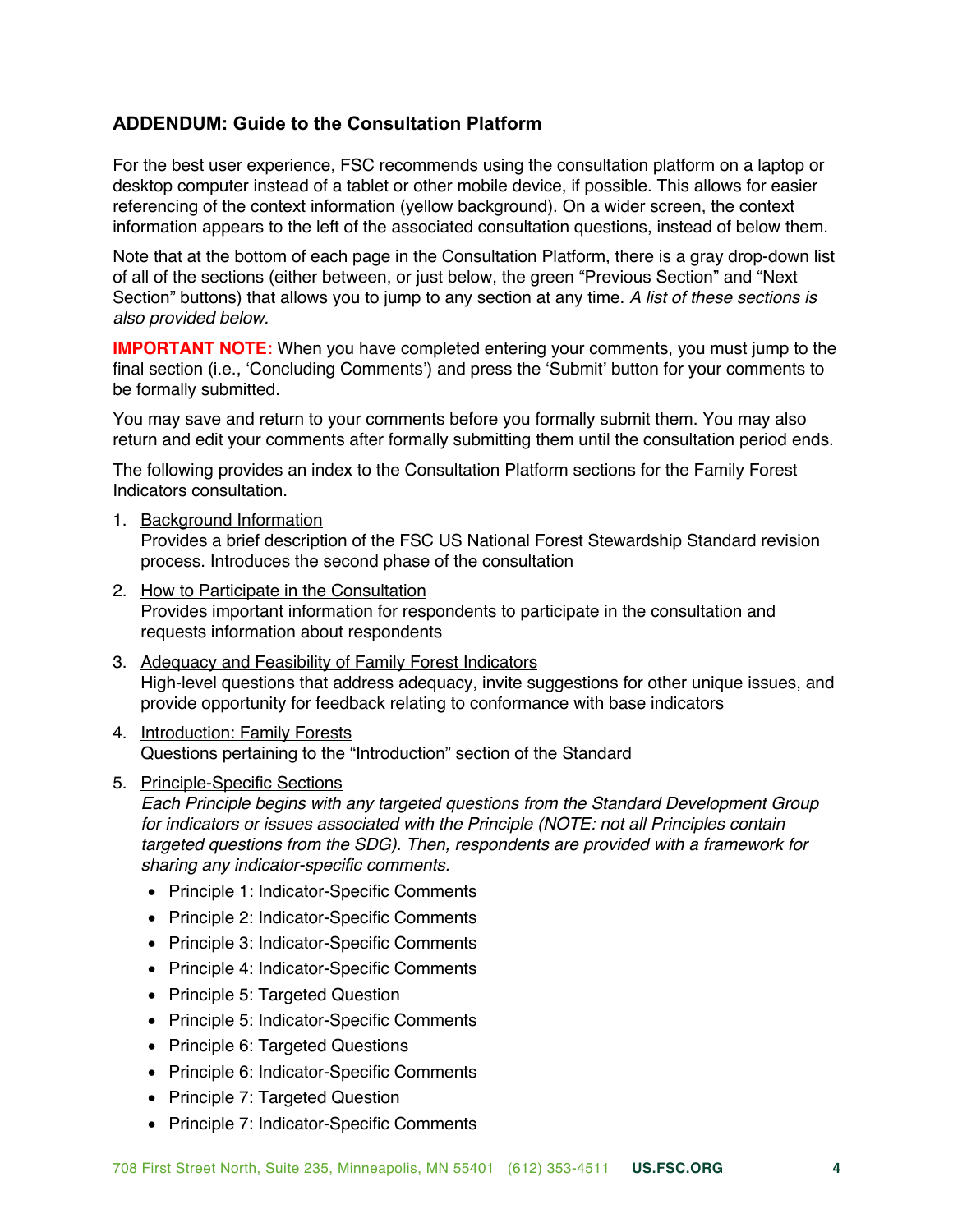## ADDENDUM: Guide to the Consultation Platform

For the best user experience, FSC recommends using the consultation platform on a laptop or desktop computer instead of a tablet or other mobile device, if possible. This allows for easier referencing of the context information (yellow background). On a wider screen, the context information appears to the left of the associated consultation questions, instead of below them.

Note that at the bottom of each page in the Consultation Platform, there is a gray drop-down list of all of the sections (either between, or just below, the green "Previous Section" and "Next Section" buttons) that allows you to jump to any section at any time. *A list of these sections is also provided below.*

**IMPORTANT NOTE:** When you have completed entering your comments, you must jump to the final section (i.e., 'Concluding Comments') and press the 'Submit' button for your comments to be formally submitted.

You may save and return to your comments before you formally submit them. You may also return and edit your comments after formally submitting them until the consultation period ends.

The following provides an index to the Consultation Platform sections for the Family Forest Indicators consultation.

1. Background Information
   Provides a brief description of the FSC US National Forest Stewardship Standard revision process. Introduces the second phase of the consultation
2. How to Participate in the Consultation
   Provides important information for respondents to participate in the consultation and requests information about respondents
3. Adequacy and Feasibility of Family Forest Indicators
   High-level questions that address adequacy, invite suggestions for other unique issues, and provide opportunity for feedback relating to conformance with base indicators
4. Introduction: Family Forests
   Questions pertaining to the "Introduction" section of the Standard
5. Principle-Specific Sections
   *Each Principle begins with any targeted questions from the Standard Development Group for indicators or issues associated with the Principle (NOTE: not all Principles contain targeted questions from the SDG). Then, respondents are provided with a framework for sharing any indicator-specific comments.*
   - Principle 1: Indicator-Specific Comments
   - Principle 2: Indicator-Specific Comments
   - Principle 3: Indicator-Specific Comments
   - Principle 4: Indicator-Specific Comments
   - Principle 5: Targeted Question
   - Principle 5: Indicator-Specific Comments
   - Principle 6: Targeted Questions
   - Principle 6: Indicator-Specific Comments
   - Principle 7: Targeted Question
   - Principle 7: Indicator-Specific Comments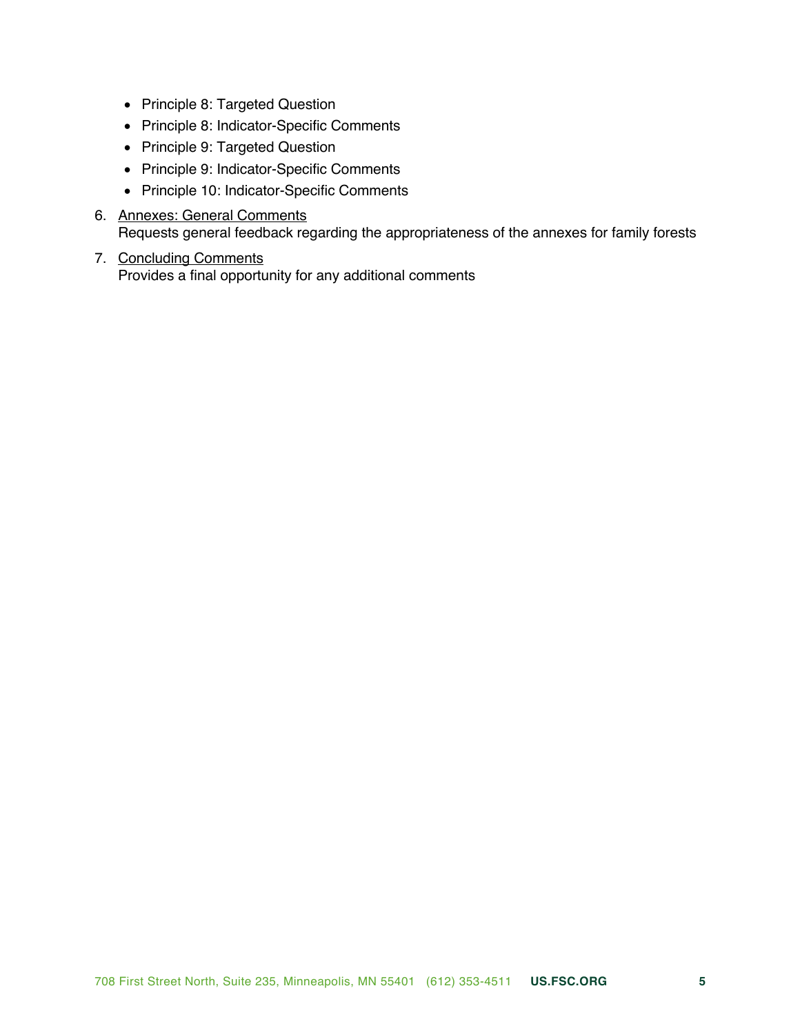- Principle 8: Targeted Question
- Principle 8: Indicator-Specific Comments
- Principle 9: Targeted Question
- Principle 9: Indicator-Specific Comments
- Principle 10: Indicator-Specific Comments

6. Annexes: General Comments
   Requests general feedback regarding the appropriateness of the annexes for family forests

7. Concluding Comments
   Provides a final opportunity for any additional comments